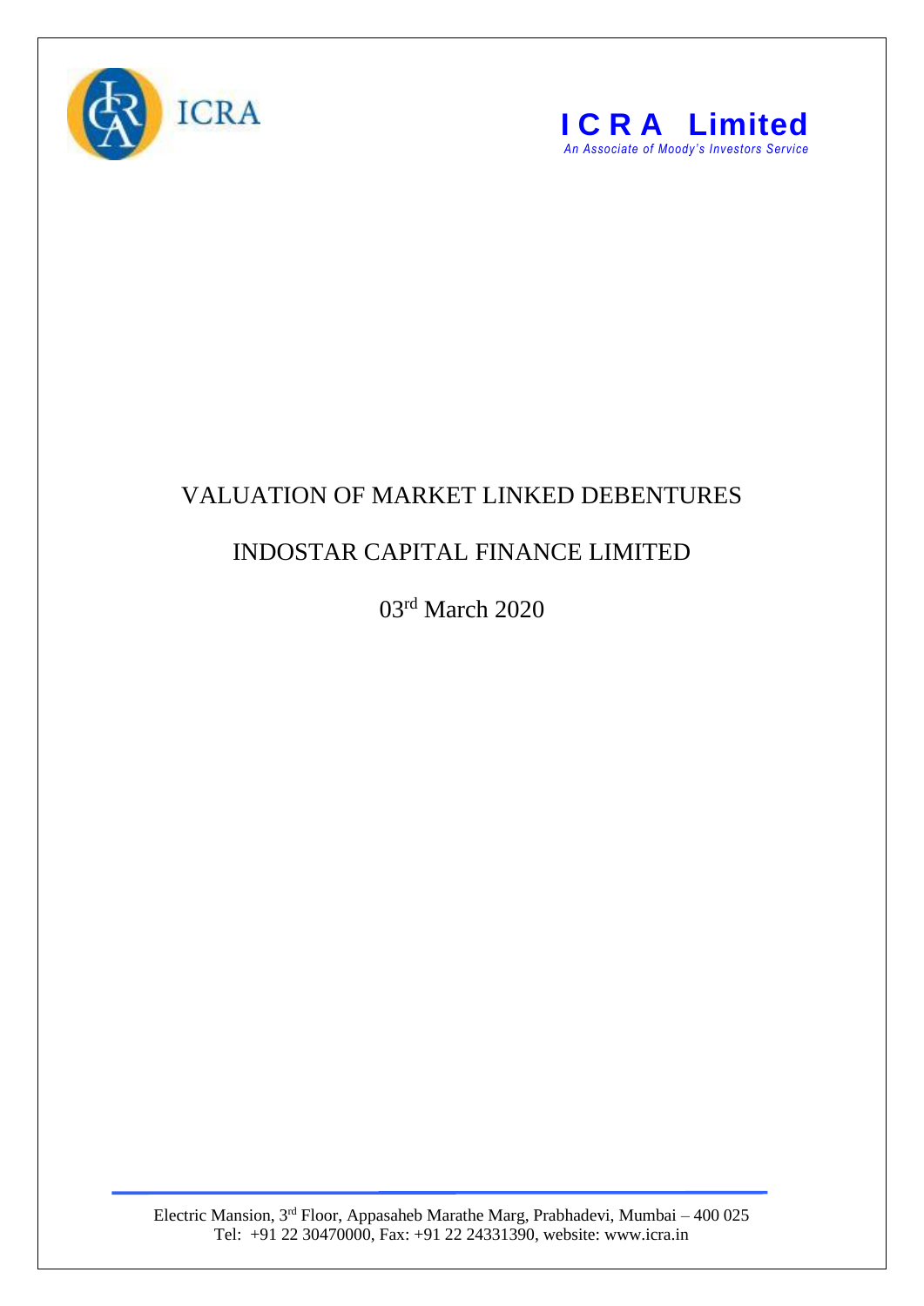ICRA

**ICRA Limited**
*An Associate of Moody's Investors Service*

# VALUATION OF MARKET LINKED DEBENTURES

## INDOSTAR CAPITAL FINANCE LIMITED

03rd March 2020

Electric Mansion, 3rd Floor, Appasaheb Marathe Marg, Prabhadevi, Mumbai – 400 025
Tel: +91 22 30470000, Fax: +91 22 24331390, website: www.icra.in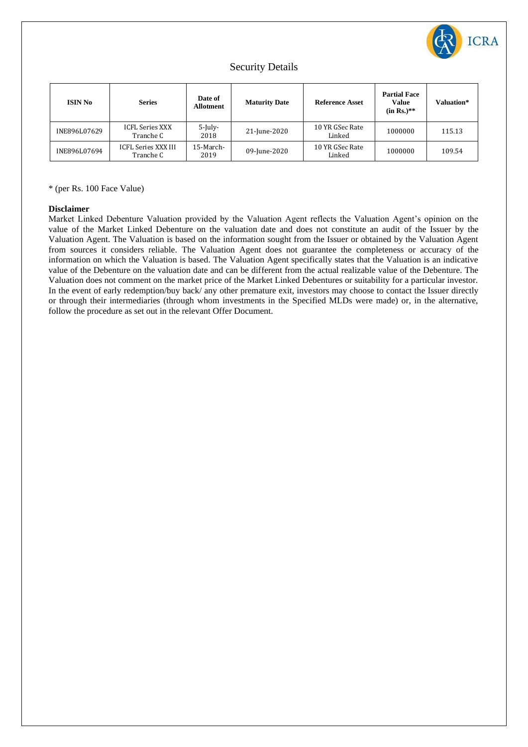## Security Details

| ISIN No | Series | Date of Allotment | Maturity Date | Reference Asset | Partial Face Value (in Rs.)** | Valuation* |
|---|---|---|---|---|---|---|
| INE896L07629 | ICFL Series XXX Tranche C | 5-July-2018 | 21-June-2020 | 10 YR GSec Rate Linked | 1000000 | 115.13 |
| INE896L07694 | ICFL Series XXX III Tranche C | 15-March-2019 | 09-June-2020 | 10 YR GSec Rate Linked | 1000000 | 109.54 |

* (per Rs. 100 Face Value)

**Disclaimer**

Market Linked Debenture Valuation provided by the Valuation Agent reflects the Valuation Agent's opinion on the value of the Market Linked Debenture on the valuation date and does not constitute an audit of the Issuer by the Valuation Agent. The Valuation is based on the information sought from the Issuer or obtained by the Valuation Agent from sources it considers reliable. The Valuation Agent does not guarantee the completeness or accuracy of the information on which the Valuation is based. The Valuation Agent specifically states that the Valuation is an indicative value of the Debenture on the valuation date and can be different from the actual realizable value of the Debenture. The Valuation does not comment on the market price of the Market Linked Debentures or suitability for a particular investor. In the event of early redemption/buy back/ any other premature exit, investors may choose to contact the Issuer directly or through their intermediaries (through whom investments in the Specified MLDs were made) or, in the alternative, follow the procedure as set out in the relevant Offer Document.